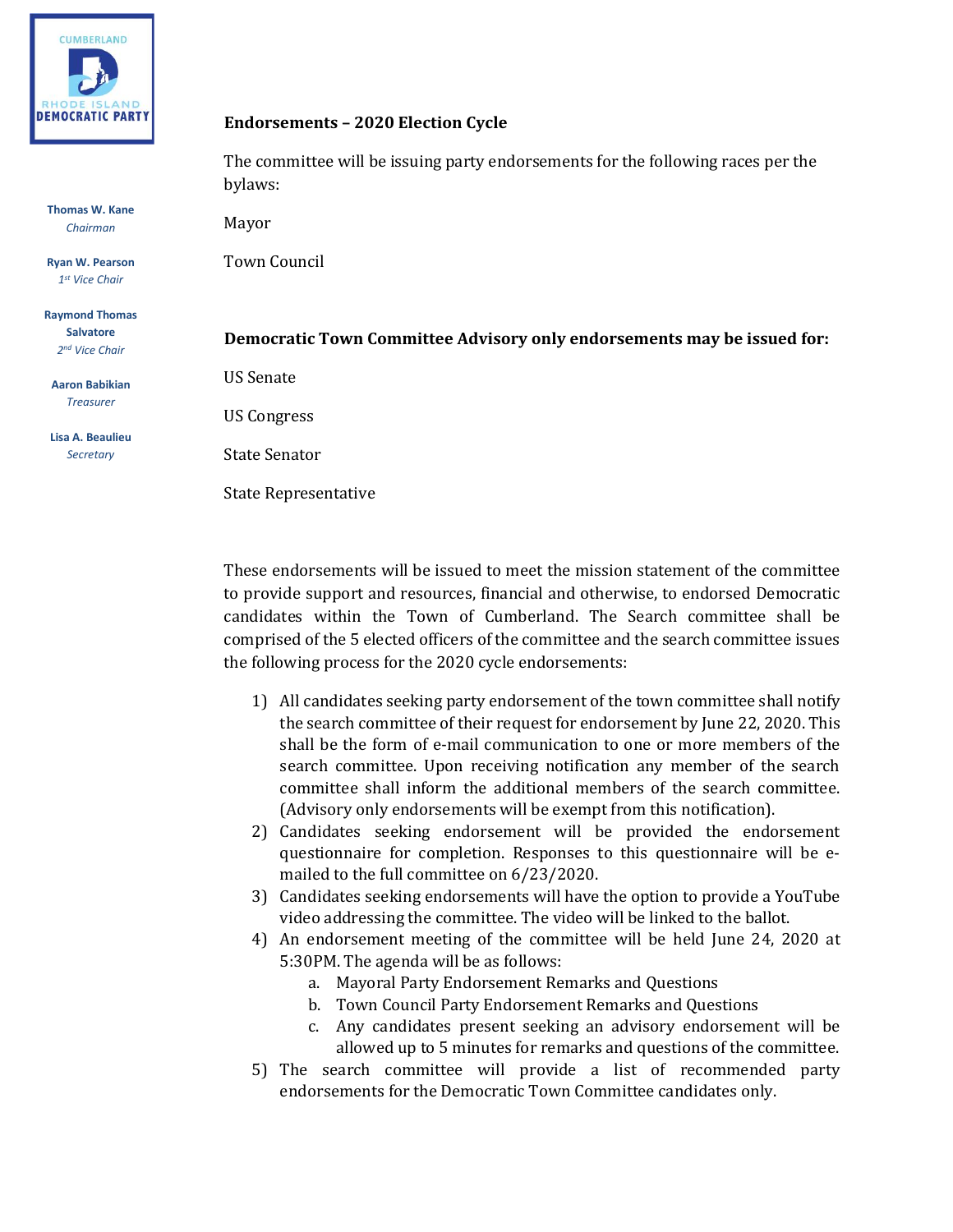CUMBERLAND
RHODE ISLAND
DEMOCRATIC PARTY

**Thomas W. Kane**
*Chairman*

**Ryan W. Pearson**
*1st Vice Chair*

**Raymond Thomas Salvatore**
*2nd Vice Chair*

**Aaron Babikian**
*Treasurer*

**Lisa A. Beaulieu**
*Secretary*

**Endorsements – 2020 Election Cycle**

The committee will be issuing party endorsements for the following races per the bylaws:

Mayor

Town Council

**Democratic Town Committee Advisory only endorsements may be issued for:**

US Senate

US Congress

State Senator

State Representative

These endorsements will be issued to meet the mission statement of the committee to provide support and resources, financial and otherwise, to endorsed Democratic candidates within the Town of Cumberland. The Search committee shall be comprised of the 5 elected officers of the committee and the search committee issues the following process for the 2020 cycle endorsements:

1) All candidates seeking party endorsement of the town committee shall notify the search committee of their request for endorsement by June 22, 2020. This shall be the form of e-mail communication to one or more members of the search committee. Upon receiving notification any member of the search committee shall inform the additional members of the search committee. (Advisory only endorsements will be exempt from this notification).
2) Candidates seeking endorsement will be provided the endorsement questionnaire for completion. Responses to this questionnaire will be e-mailed to the full committee on 6/23/2020.
3) Candidates seeking endorsements will have the option to provide a YouTube video addressing the committee. The video will be linked to the ballot.
4) An endorsement meeting of the committee will be held June 24, 2020 at 5:30PM. The agenda will be as follows:
    a. Mayoral Party Endorsement Remarks and Questions
    b. Town Council Party Endorsement Remarks and Questions
    c. Any candidates present seeking an advisory endorsement will be allowed up to 5 minutes for remarks and questions of the committee.
5) The search committee will provide a list of recommended party endorsements for the Democratic Town Committee candidates only.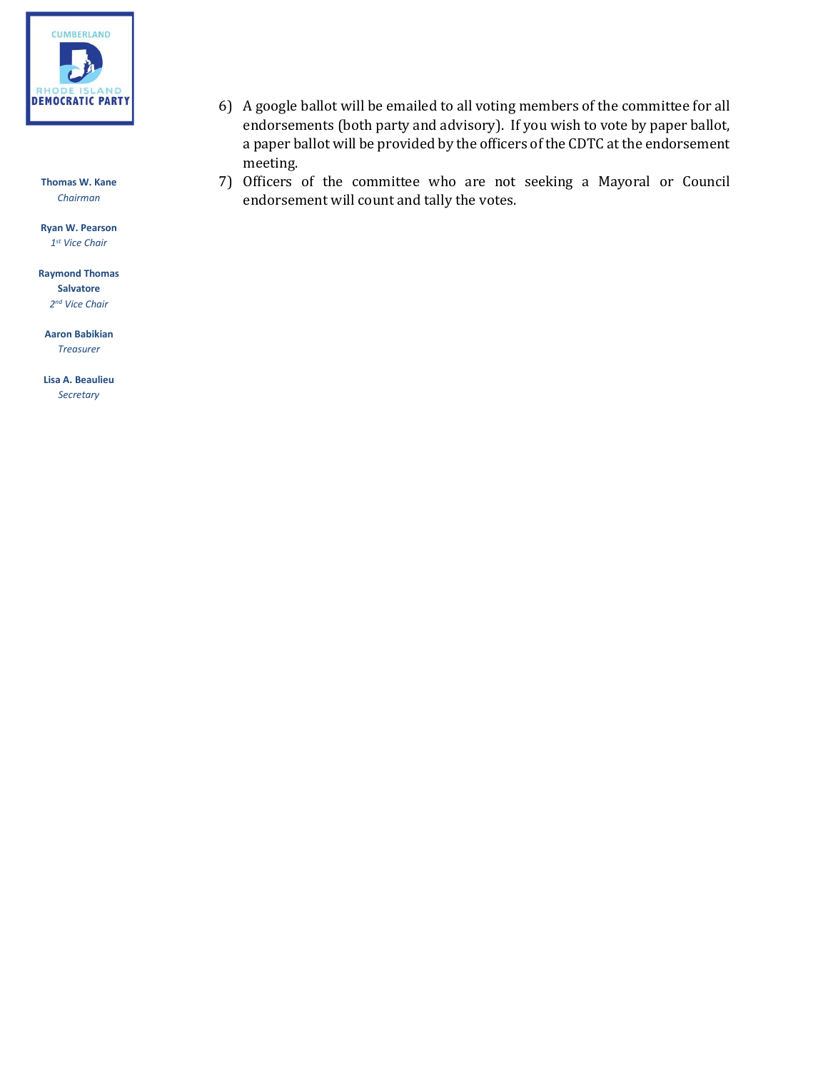CUMBERLAND
RHODE ISLAND
DEMOCRATIC PARTY

**Thomas W. Kane**
*Chairman*

**Ryan W. Pearson**
*1st Vice Chair*

**Raymond Thomas Salvatore**
*2nd Vice Chair*

**Aaron Babikian**
*Treasurer*

**Lisa A. Beaulieu**
*Secretary*

6) A google ballot will be emailed to all voting members of the committee for all endorsements (both party and advisory). If you wish to vote by paper ballot, a paper ballot will be provided by the officers of the CDTC at the endorsement meeting.
7) Officers of the committee who are not seeking a Mayoral or Council endorsement will count and tally the votes.